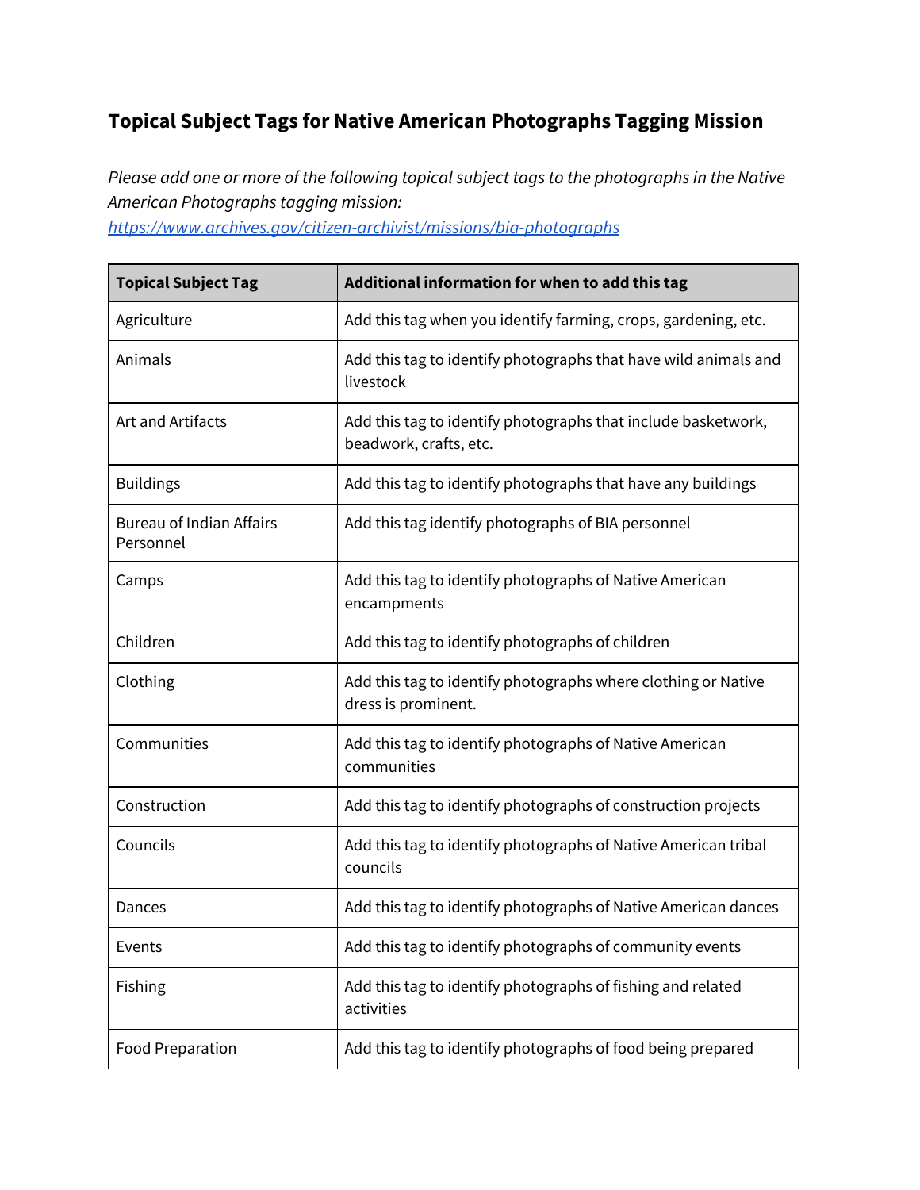# Topical Subject Tags for Native American Photographs Tagging Mission

*Please add one or more of the following topical subject tags to the photographs in the Native American Photographs tagging mission:* [*https://www.archives.gov/citizen-archivist/missions/bia-photographs*](https://www.archives.gov/citizen-archivist/missions/bia-photographs)

| Topical Subject Tag | Additional information for when to add this tag |
|---|---|
| Agriculture | Add this tag when you identify farming, crops, gardening, etc. |
| Animals | Add this tag to identify photographs that have wild animals and livestock |
| Art and Artifacts | Add this tag to identify photographs that include basketwork, beadwork, crafts, etc. |
| Buildings | Add this tag to identify photographs that have any buildings |
| Bureau of Indian Affairs Personnel | Add this tag identify photographs of BIA personnel |
| Camps | Add this tag to identify photographs of Native American encampments |
| Children | Add this tag to identify photographs of children |
| Clothing | Add this tag to identify photographs where clothing or Native dress is prominent. |
| Communities | Add this tag to identify photographs of Native American communities |
| Construction | Add this tag to identify photographs of construction projects |
| Councils | Add this tag to identify photographs of Native American tribal councils |
| Dances | Add this tag to identify photographs of Native American dances |
| Events | Add this tag to identify photographs of community events |
| Fishing | Add this tag to identify photographs of fishing and related activities |
| Food Preparation | Add this tag to identify photographs of food being prepared |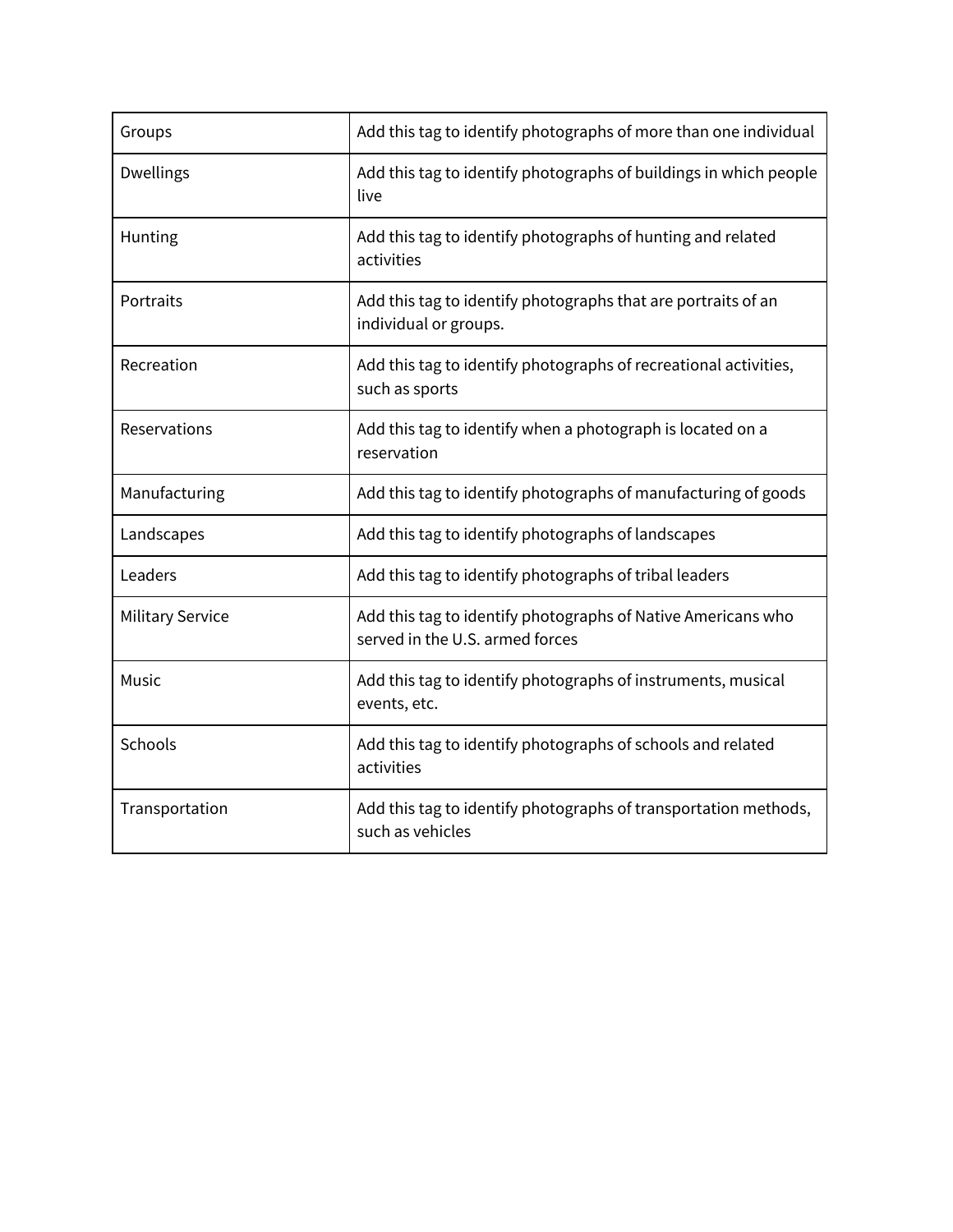| | |
|---|---|
| Groups | Add this tag to identify photographs of more than one individual |
| Dwellings | Add this tag to identify photographs of buildings in which people live |
| Hunting | Add this tag to identify photographs of hunting and related activities |
| Portraits | Add this tag to identify photographs that are portraits of an individual or groups. |
| Recreation | Add this tag to identify photographs of recreational activities, such as sports |
| Reservations | Add this tag to identify when a photograph is located on a reservation |
| Manufacturing | Add this tag to identify photographs of manufacturing of goods |
| Landscapes | Add this tag to identify photographs of landscapes |
| Leaders | Add this tag to identify photographs of tribal leaders |
| Military Service | Add this tag to identify photographs of Native Americans who served in the U.S. armed forces |
| Music | Add this tag to identify photographs of instruments, musical events, etc. |
| Schools | Add this tag to identify photographs of schools and related activities |
| Transportation | Add this tag to identify photographs of transportation methods, such as vehicles |